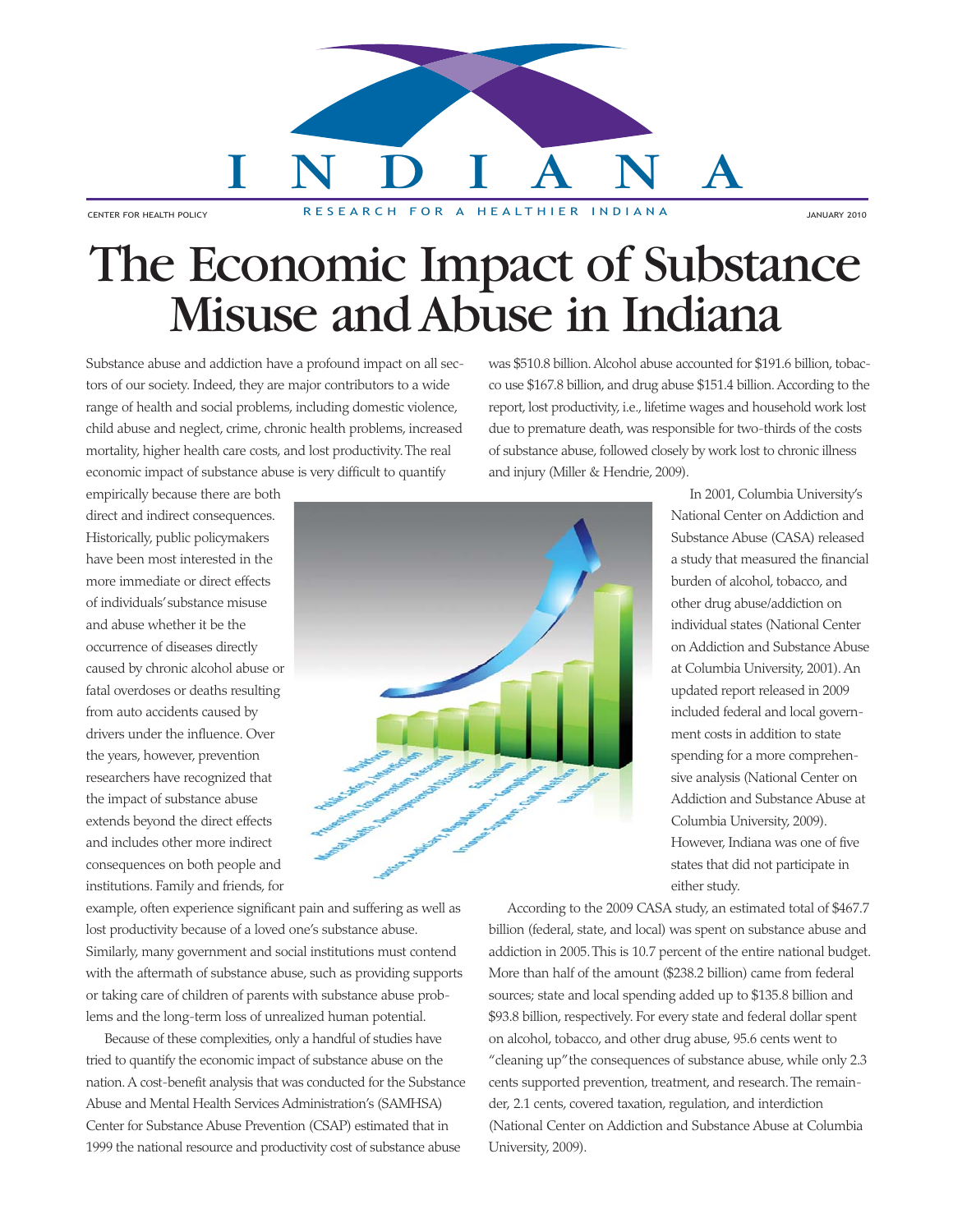# The Economic Impact of Substance Misuse and Abuse in Indiana

Substance abuse and addiction have a profound impact on all sectors of our society. Indeed, they are major contributors to a wide range of health and social problems, including domestic violence, child abuse and neglect, crime, chronic health problems, increased mortality, higher health care costs, and lost productivity. The real economic impact of substance abuse is very difficult to quantify empirically because there are both direct and indirect consequences. Historically, public policymakers have been most interested in the more immediate or direct effects of individuals' substance misuse and abuse whether it be the occurrence of diseases directly caused by chronic alcohol abuse or fatal overdoses or deaths resulting from auto accidents caused by drivers under the influence. Over the years, however, prevention researchers have recognized that the impact of substance abuse extends beyond the direct effects and includes other more indirect consequences on both people and institutions. Family and friends, for example, often experience significant pain and suffering as well as lost productivity because of a loved one's substance abuse. Similarly, many government and social institutions must contend with the aftermath of substance abuse, such as providing supports or taking care of children of parents with substance abuse problems and the long-term loss of unrealized human potential.

Because of these complexities, only a handful of studies have tried to quantify the economic impact of substance abuse on the nation. A cost-benefit analysis that was conducted for the Substance Abuse and Mental Health Services Administration's (SAMHSA) Center for Substance Abuse Prevention (CSAP) estimated that in 1999 the national resource and productivity cost of substance abuse was $510.8 billion. Alcohol abuse accounted for $191.6 billion, tobacco use $167.8 billion, and drug abuse $151.4 billion. According to the report, lost productivity, i.e., lifetime wages and household work lost due to premature death, was responsible for two-thirds of the costs of substance abuse, followed closely by work lost to chronic illness and injury (Miller & Hendrie, 2009).

In 2001, Columbia University's National Center on Addiction and Substance Abuse (CASA) released a study that measured the financial burden of alcohol, tobacco, and other drug abuse/addiction on individual states (National Center on Addiction and Substance Abuse at Columbia University, 2001). An updated report released in 2009 included federal and local government costs in addition to state spending for a more comprehensive analysis (National Center on Addiction and Substance Abuse at Columbia University, 2009). However, Indiana was one of five states that did not participate in either study.

According to the 2009 CASA study, an estimated total of $467.7 billion (federal, state, and local) was spent on substance abuse and addiction in 2005. This is 10.7 percent of the entire national budget. More than half of the amount ($238.2 billion) came from federal sources; state and local spending added up to $135.8 billion and $93.8 billion, respectively. For every state and federal dollar spent on alcohol, tobacco, and other drug abuse, 95.6 cents went to "cleaning up" the consequences of substance abuse, while only 2.3 cents supported prevention, treatment, and research. The remainder, 2.1 cents, covered taxation, regulation, and interdiction (National Center on Addiction and Substance Abuse at Columbia University, 2009).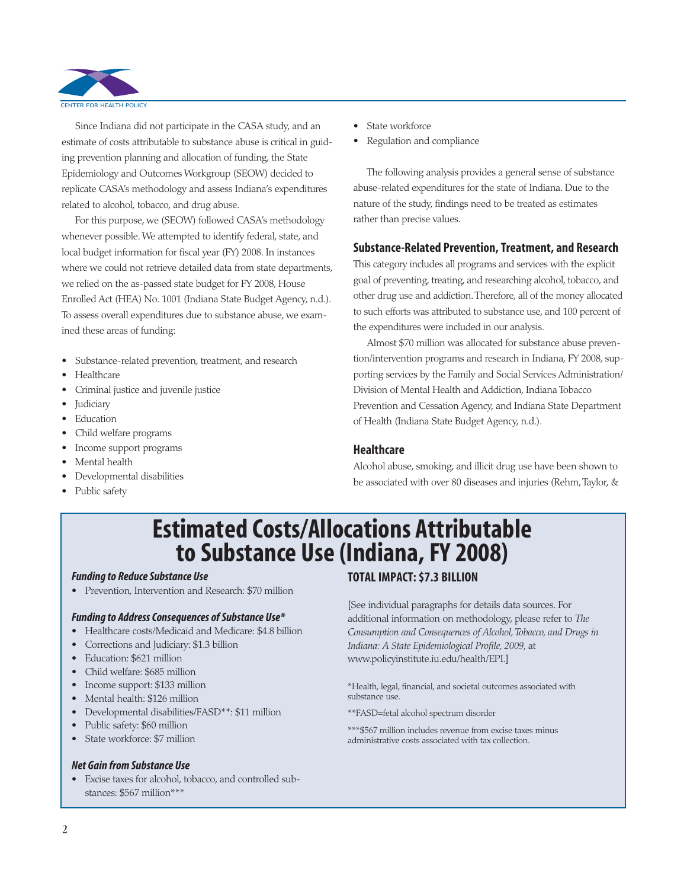Since Indiana did not participate in the CASA study, and an estimate of costs attributable to substance abuse is critical in guiding prevention planning and allocation of funding, the State Epidemiology and Outcomes Workgroup (SEOW) decided to replicate CASA's methodology and assess Indiana's expenditures related to alcohol, tobacco, and drug abuse.

For this purpose, we (SEOW) followed CASA's methodology whenever possible. We attempted to identify federal, state, and local budget information for fiscal year (FY) 2008. In instances where we could not retrieve detailed data from state departments, we relied on the as-passed state budget for FY 2008, House Enrolled Act (HEA) No. 1001 (Indiana State Budget Agency, n.d.). To assess overall expenditures due to substance abuse, we examined these areas of funding:

- Substance-related prevention, treatment, and research
- Healthcare
- Criminal justice and juvenile justice
- Judiciary
- Education
- Child welfare programs
- Income support programs
- Mental health
- Developmental disabilities
- Public safety
- State workforce
- Regulation and compliance

The following analysis provides a general sense of substance abuse-related expenditures for the state of Indiana. Due to the nature of the study, findings need to be treated as estimates rather than precise values.

## Substance-Related Prevention, Treatment, and Research

This category includes all programs and services with the explicit goal of preventing, treating, and researching alcohol, tobacco, and other drug use and addiction. Therefore, all of the money allocated to such efforts was attributed to substance use, and 100 percent of the expenditures were included in our analysis.

Almost $70 million was allocated for substance abuse prevention/intervention programs and research in Indiana, FY 2008, supporting services by the Family and Social Services Administration/Division of Mental Health and Addiction, Indiana Tobacco Prevention and Cessation Agency, and Indiana State Department of Health (Indiana State Budget Agency, n.d.).

## Healthcare

Alcohol abuse, smoking, and illicit drug use have been shown to be associated with over 80 diseases and injuries (Rehm, Taylor, &

## Estimated Costs/Allocations Attributable to Substance Use (Indiana, FY 2008)

***Funding to Reduce Substance Use***

- Prevention, Intervention and Research: $70 million

***Funding to Address Consequences of Substance Use****

- Healthcare costs/Medicaid and Medicare: $4.8 billion
- Corrections and Judiciary: $1.3 billion
- Education: $621 million
- Child welfare: $685 million
- Income support: $133 million
- Mental health: $126 million
- Developmental disabilities/FASD**: $11 million
- Public safety: $60 million
- State workforce: $7 million

***Net Gain from Substance Use***

- Excise taxes for alcohol, tobacco, and controlled substances: $567 million***

**TOTAL IMPACT: $7.3 BILLION**

[See individual paragraphs for details data sources. For additional information on methodology, please refer to *The Consumption and Consequences of Alcohol, Tobacco, and Drugs in Indiana: A State Epidemiological Profile, 2009*, at www.policyinstitute.iu.edu/health/EPI.]

*Health, legal, financial, and societal outcomes associated with substance use.

**FASD=fetal alcohol spectrum disorder

***$567 million includes revenue from excise taxes minus administrative costs associated with tax collection.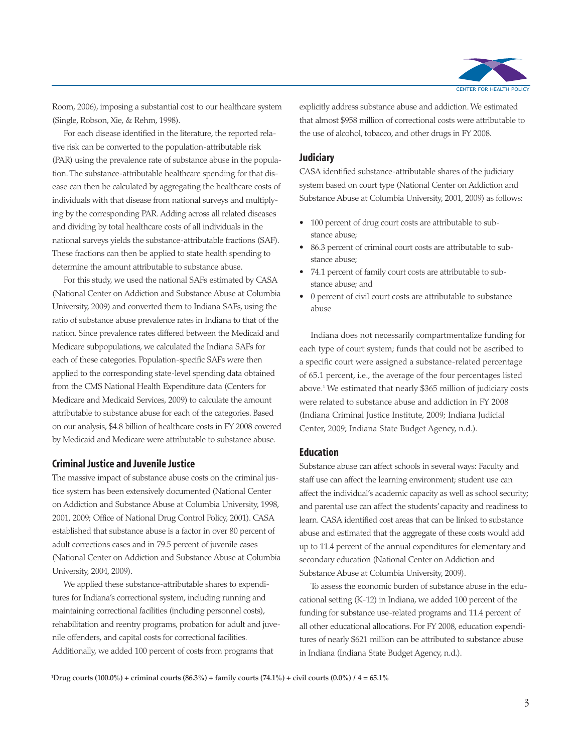Room, 2006), imposing a substantial cost to our healthcare system (Single, Robson, Xie, & Rehm, 1998).

For each disease identified in the literature, the reported relative risk can be converted to the population-attributable risk (PAR) using the prevalence rate of substance abuse in the population. The substance-attributable healthcare spending for that disease can then be calculated by aggregating the healthcare costs of individuals with that disease from national surveys and multiplying by the corresponding PAR. Adding across all related diseases and dividing by total healthcare costs of all individuals in the national surveys yields the substance-attributable fractions (SAF). These fractions can then be applied to state health spending to determine the amount attributable to substance abuse.

For this study, we used the national SAFs estimated by CASA (National Center on Addiction and Substance Abuse at Columbia University, 2009) and converted them to Indiana SAFs, using the ratio of substance abuse prevalence rates in Indiana to that of the nation. Since prevalence rates differed between the Medicaid and Medicare subpopulations, we calculated the Indiana SAFs for each of these categories. Population-specific SAFs were then applied to the corresponding state-level spending data obtained from the CMS National Health Expenditure data (Centers for Medicare and Medicaid Services, 2009) to calculate the amount attributable to substance abuse for each of the categories. Based on our analysis, $4.8 billion of healthcare costs in FY 2008 covered by Medicaid and Medicare were attributable to substance abuse.

### Criminal Justice and Juvenile Justice

The massive impact of substance abuse costs on the criminal justice system has been extensively documented (National Center on Addiction and Substance Abuse at Columbia University, 1998, 2001, 2009; Office of National Drug Control Policy, 2001). CASA established that substance abuse is a factor in over 80 percent of adult corrections cases and in 79.5 percent of juvenile cases (National Center on Addiction and Substance Abuse at Columbia University, 2004, 2009).

We applied these substance-attributable shares to expenditures for Indiana's correctional system, including running and maintaining correctional facilities (including personnel costs), rehabilitation and reentry programs, probation for adult and juvenile offenders, and capital costs for correctional facilities. Additionally, we added 100 percent of costs from programs that explicitly address substance abuse and addiction. We estimated that almost $958 million of correctional costs were attributable to the use of alcohol, tobacco, and other drugs in FY 2008.

### Judiciary

CASA identified substance-attributable shares of the judiciary system based on court type (National Center on Addiction and Substance Abuse at Columbia University, 2001, 2009) as follows:

- 100 percent of drug court costs are attributable to substance abuse;
- 86.3 percent of criminal court costs are attributable to substance abuse;
- 74.1 percent of family court costs are attributable to substance abuse; and
- 0 percent of civil court costs are attributable to substance abuse

Indiana does not necessarily compartmentalize funding for each type of court system; funds that could not be ascribed to a specific court were assigned a substance-related percentage of 65.1 percent, i.e., the average of the four percentages listed above.[1] We estimated that nearly $365 million of judiciary costs were related to substance abuse and addiction in FY 2008 (Indiana Criminal Justice Institute, 2009; Indiana Judicial Center, 2009; Indiana State Budget Agency, n.d.).

### Education

Substance abuse can affect schools in several ways: Faculty and staff use can affect the learning environment; student use can affect the individual's academic capacity as well as school security; and parental use can affect the students' capacity and readiness to learn. CASA identified cost areas that can be linked to substance abuse and estimated that the aggregate of these costs would add up to 11.4 percent of the annual expenditures for elementary and secondary education (National Center on Addiction and Substance Abuse at Columbia University, 2009).

To assess the economic burden of substance abuse in the educational setting (K-12) in Indiana, we added 100 percent of the funding for substance use-related programs and 11.4 percent of all other educational allocations. For FY 2008, education expenditures of nearly $621 million can be attributed to substance abuse in Indiana (Indiana State Budget Agency, n.d.).

---

[1] **Drug courts (100.0%) + criminal courts (86.3%) + family courts (74.1%) + civil courts (0.0%) / 4 = 65.1%**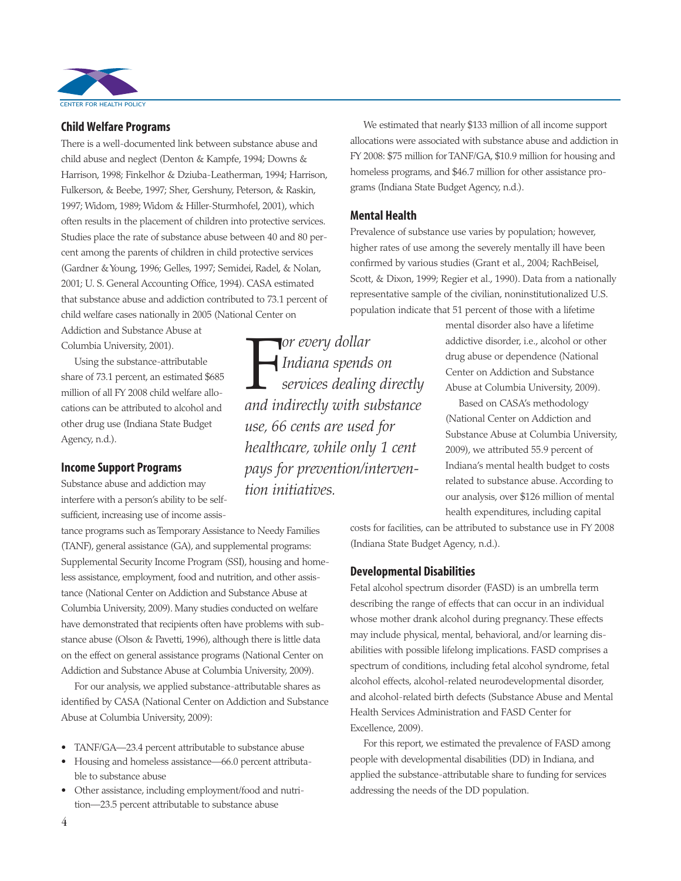## Child Welfare Programs

There is a well-documented link between substance abuse and child abuse and neglect (Denton & Kampfe, 1994; Downs & Harrison, 1998; Finkelhor & Dziuba-Leatherman, 1994; Harrison, Fulkerson, & Beebe, 1997; Sher, Gershuny, Peterson, & Raskin, 1997; Widom, 1989; Widom & Hiller-Sturmhofel, 2001), which often results in the placement of children into protective services. Studies place the rate of substance abuse between 40 and 80 percent among the parents of children in child protective services (Gardner & Young, 1996; Gelles, 1997; Semidei, Radel, & Nolan, 2001; U. S. General Accounting Office, 1994). CASA estimated that substance abuse and addiction contributed to 73.1 percent of child welfare cases nationally in 2005 (National Center on Addiction and Substance Abuse at Columbia University, 2001).

Using the substance-attributable share of 73.1 percent, an estimated $685 million of all FY 2008 child welfare allocations can be attributed to alcohol and other drug use (Indiana State Budget Agency, n.d.).

## Income Support Programs

Substance abuse and addiction may interfere with a person's ability to be self-sufficient, increasing use of income assistance programs such as Temporary Assistance to Needy Families (TANF), general assistance (GA), and supplemental programs: Supplemental Security Income Program (SSI), housing and homeless assistance, employment, food and nutrition, and other assistance (National Center on Addiction and Substance Abuse at Columbia University, 2009). Many studies conducted on welfare have demonstrated that recipients often have problems with substance abuse (Olson & Pavetti, 1996), although there is little data on the effect on general assistance programs (National Center on Addiction and Substance Abuse at Columbia University, 2009).

For our analysis, we applied substance-attributable shares as identified by CASA (National Center on Addiction and Substance Abuse at Columbia University, 2009):

- TANF/GA—23.4 percent attributable to substance abuse
- Housing and homeless assistance—66.0 percent attributable to substance abuse
- Other assistance, including employment/food and nutrition—23.5 percent attributable to substance abuse

We estimated that nearly $133 million of all income support allocations were associated with substance abuse and addiction in FY 2008: $75 million for TANF/GA, $10.9 million for housing and homeless programs, and $46.7 million for other assistance programs (Indiana State Budget Agency, n.d.).

## Mental Health

Prevalence of substance use varies by population; however, higher rates of use among the severely mentally ill have been confirmed by various studies (Grant et al., 2004; RachBeisel, Scott, & Dixon, 1999; Regier et al., 1990). Data from a nationally representative sample of the civilian, noninstitutionalized U.S. population indicate that 51 percent of those with a lifetime mental disorder also have a lifetime addictive disorder, i.e., alcohol or other drug abuse or dependence (National Center on Addiction and Substance Abuse at Columbia University, 2009).

*For every dollar Indiana spends on services dealing directly and indirectly with substance use, 66 cents are used for healthcare, while only 1 cent pays for prevention/intervention initiatives.*

Based on CASA's methodology (National Center on Addiction and Substance Abuse at Columbia University, 2009), we attributed 55.9 percent of Indiana's mental health budget to costs related to substance abuse. According to our analysis, over $126 million of mental health expenditures, including capital costs for facilities, can be attributed to substance use in FY 2008 (Indiana State Budget Agency, n.d.).

## Developmental Disabilities

Fetal alcohol spectrum disorder (FASD) is an umbrella term describing the range of effects that can occur in an individual whose mother drank alcohol during pregnancy. These effects may include physical, mental, behavioral, and/or learning disabilities with possible lifelong implications. FASD comprises a spectrum of conditions, including fetal alcohol syndrome, fetal alcohol effects, alcohol-related neurodevelopmental disorder, and alcohol-related birth defects (Substance Abuse and Mental Health Services Administration and FASD Center for Excellence, 2009).

For this report, we estimated the prevalence of FASD among people with developmental disabilities (DD) in Indiana, and applied the substance-attributable share to funding for services addressing the needs of the DD population.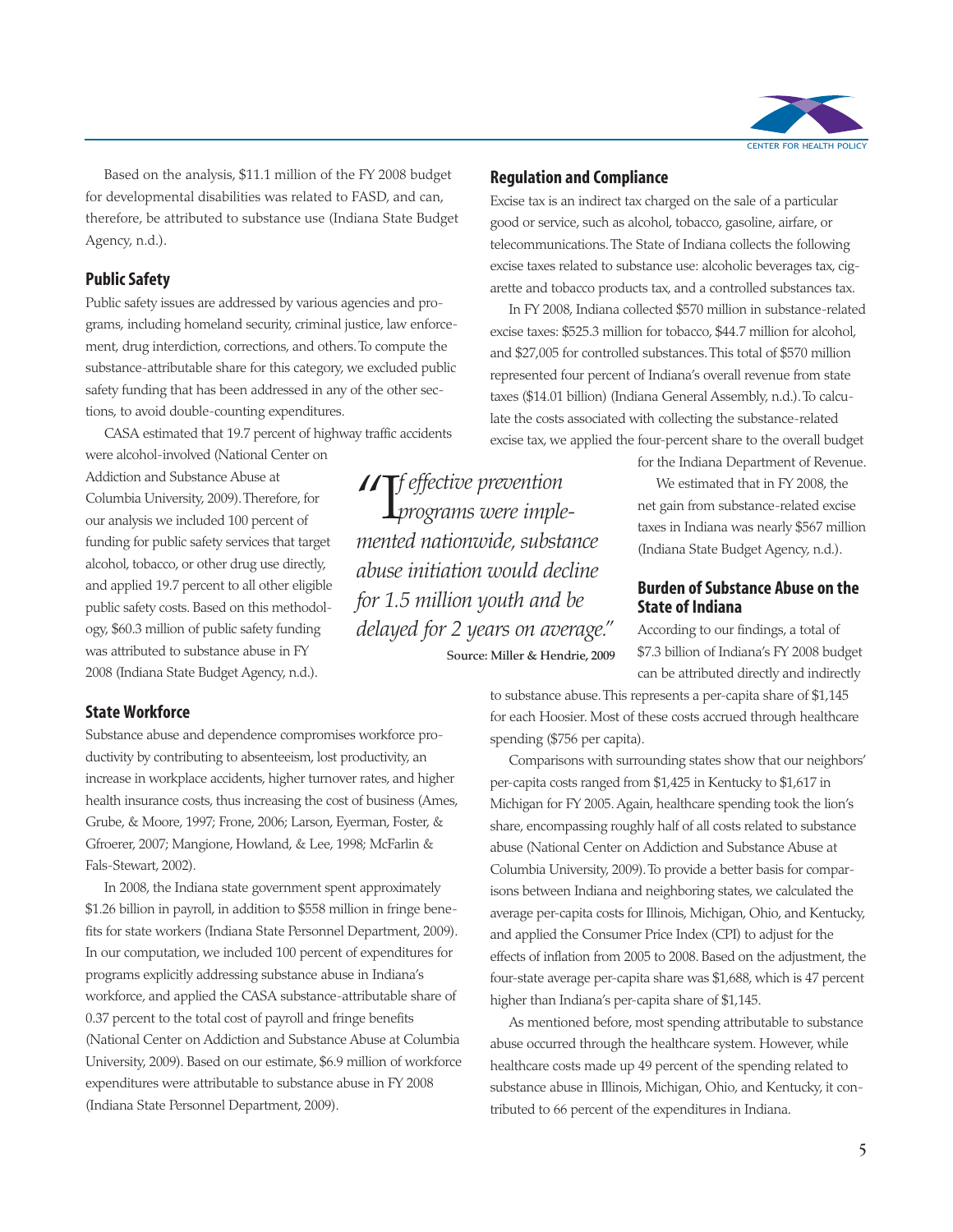Based on the analysis, $11.1 million of the FY 2008 budget for developmental disabilities was related to FASD, and can, therefore, be attributed to substance use (Indiana State Budget Agency, n.d.).

## Public Safety

Public safety issues are addressed by various agencies and programs, including homeland security, criminal justice, law enforcement, drug interdiction, corrections, and others. To compute the substance-attributable share for this category, we excluded public safety funding that has been addressed in any of the other sections, to avoid double-counting expenditures.

CASA estimated that 19.7 percent of highway traffic accidents were alcohol-involved (National Center on Addiction and Substance Abuse at Columbia University, 2009). Therefore, for our analysis we included 100 percent of funding for public safety services that target alcohol, tobacco, or other drug use directly, and applied 19.7 percent to all other eligible public safety costs. Based on this methodology, $60.3 million of public safety funding was attributed to substance abuse in FY 2008 (Indiana State Budget Agency, n.d.).

> *"If effective prevention programs were implemented nationwide, substance abuse initiation would decline for 1.5 million youth and be delayed for 2 years on average."*
>
> Source: Miller & Hendrie, 2009

## State Workforce

Substance abuse and dependence compromises workforce productivity by contributing to absenteeism, lost productivity, an increase in workplace accidents, higher turnover rates, and higher health insurance costs, thus increasing the cost of business (Ames, Grube, & Moore, 1997; Frone, 2006; Larson, Eyerman, Foster, & Gfroerer, 2007; Mangione, Howland, & Lee, 1998; McFarlin & Fals-Stewart, 2002).

In 2008, the Indiana state government spent approximately $1.26 billion in payroll, in addition to $558 million in fringe benefits for state workers (Indiana State Personnel Department, 2009). In our computation, we included 100 percent of expenditures for programs explicitly addressing substance abuse in Indiana's workforce, and applied the CASA substance-attributable share of 0.37 percent to the total cost of payroll and fringe benefits (National Center on Addiction and Substance Abuse at Columbia University, 2009). Based on our estimate, $6.9 million of workforce expenditures were attributable to substance abuse in FY 2008 (Indiana State Personnel Department, 2009).

## Regulation and Compliance

Excise tax is an indirect tax charged on the sale of a particular good or service, such as alcohol, tobacco, gasoline, airfare, or telecommunications. The State of Indiana collects the following excise taxes related to substance use: alcoholic beverages tax, cigarette and tobacco products tax, and a controlled substances tax.

In FY 2008, Indiana collected $570 million in substance-related excise taxes: $525.3 million for tobacco, $44.7 million for alcohol, and $27,005 for controlled substances. This total of $570 million represented four percent of Indiana's overall revenue from state taxes ($14.01 billion) (Indiana General Assembly, n.d.). To calculate the costs associated with collecting the substance-related excise tax, we applied the four-percent share to the overall budget for the Indiana Department of Revenue.

We estimated that in FY 2008, the net gain from substance-related excise taxes in Indiana was nearly $567 million (Indiana State Budget Agency, n.d.).

## Burden of Substance Abuse on the State of Indiana

According to our findings, a total of $7.3 billion of Indiana's FY 2008 budget can be attributed directly and indirectly to substance abuse. This represents a per-capita share of $1,145 for each Hoosier. Most of these costs accrued through healthcare spending ($756 per capita).

Comparisons with surrounding states show that our neighbors' per-capita costs ranged from $1,425 in Kentucky to $1,617 in Michigan for FY 2005. Again, healthcare spending took the lion's share, encompassing roughly half of all costs related to substance abuse (National Center on Addiction and Substance Abuse at Columbia University, 2009). To provide a better basis for comparisons between Indiana and neighboring states, we calculated the average per-capita costs for Illinois, Michigan, Ohio, and Kentucky, and applied the Consumer Price Index (CPI) to adjust for the effects of inflation from 2005 to 2008. Based on the adjustment, the four-state average per-capita share was $1,688, which is 47 percent higher than Indiana's per-capita share of $1,145.

As mentioned before, most spending attributable to substance abuse occurred through the healthcare system. However, while healthcare costs made up 49 percent of the spending related to substance abuse in Illinois, Michigan, Ohio, and Kentucky, it contributed to 66 percent of the expenditures in Indiana.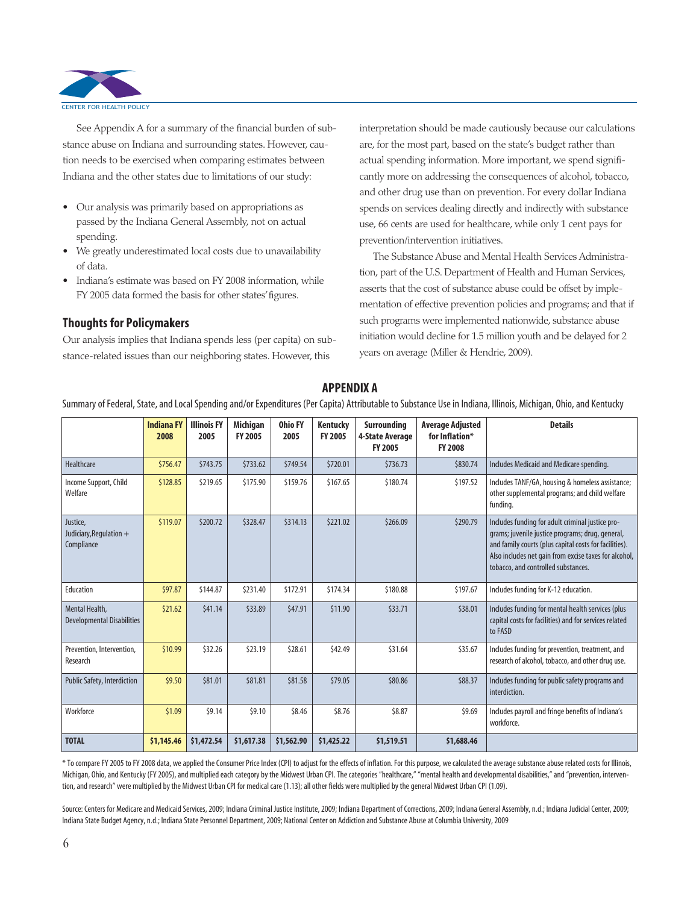See Appendix A for a summary of the financial burden of substance abuse on Indiana and surrounding states. However, caution needs to be exercised when comparing estimates between Indiana and the other states due to limitations of our study:

- Our analysis was primarily based on appropriations as passed by the Indiana General Assembly, not on actual spending.
- We greatly underestimated local costs due to unavailability of data.
- Indiana's estimate was based on FY 2008 information, while FY 2005 data formed the basis for other states' figures.

## Thoughts for Policymakers

Our analysis implies that Indiana spends less (per capita) on substance-related issues than our neighboring states. However, this interpretation should be made cautiously because our calculations are, for the most part, based on the state's budget rather than actual spending information. More important, we spend significantly more on addressing the consequences of alcohol, tobacco, and other drug use than on prevention. For every dollar Indiana spends on services dealing directly and indirectly with substance use, 66 cents are used for healthcare, while only 1 cent pays for prevention/intervention initiatives.

The Substance Abuse and Mental Health Services Administration, part of the U.S. Department of Health and Human Services, asserts that the cost of substance abuse could be offset by implementation of effective prevention policies and programs; and that if such programs were implemented nationwide, substance abuse initiation would decline for 1.5 million youth and be delayed for 2 years on average (Miller & Hendrie, 2009).

## APPENDIX A

Summary of Federal, State, and Local Spending and/or Expenditures (Per Capita) Attributable to Substance Use in Indiana, Illinois, Michigan, Ohio, and Kentucky

| | Indiana FY 2008 | Illinois FY 2005 | Michigan FY 2005 | Ohio FY 2005 | Kentucky FY 2005 | Surrounding 4-State Average FY 2005 | Average Adjusted for Inflation* FY 2008 | Details |
|---|---|---|---|---|---|---|---|---|
| Healthcare | $756.47 | $743.75 | $733.62 | $749.54 | $720.01 | $736.73 | $830.74 | Includes Medicaid and Medicare spending. |
| Income Support, Child Welfare | $128.85 | $219.65 | $175.90 | $159.76 | $167.65 | $180.74 | $197.52 | Includes TANF/GA, housing & homeless assistance; other supplemental programs; and child welfare funding. |
| Justice, Judiciary, Regulation + Compliance | $119.07 | $200.72 | $328.47 | $314.13 | $221.02 | $266.09 | $290.79 | Includes funding for adult criminal justice programs; juvenile justice programs; drug, general, and family courts (plus capital costs for facilities). Also includes net gain from excise taxes for alcohol, tobacco, and controlled substances. |
| Education | $97.87 | $144.87 | $231.40 | $172.91 | $174.34 | $180.88 | $197.67 | Includes funding for K-12 education. |
| Mental Health, Developmental Disabilities | $21.62 | $41.14 | $33.89 | $47.91 | $11.90 | $33.71 | $38.01 | Includes funding for mental health services (plus capital costs for facilities) and for services related to FASD |
| Prevention, Intervention, Research | $10.99 | $32.26 | $23.19 | $28.61 | $42.49 | $31.64 | $35.67 | Includes funding for prevention, treatment, and research of alcohol, tobacco, and other drug use. |
| Public Safety, Interdiction | $9.50 | $81.01 | $81.81 | $81.58 | $79.05 | $80.86 | $88.37 | Includes funding for public safety programs and interdiction. |
| Workforce | $1.09 | $9.14 | $9.10 | $8.46 | $8.76 | $8.87 | $9.69 | Includes payroll and fringe benefits of Indiana's workforce. |
| **TOTAL** | **$1,145.46** | **$1,472.54** | **$1,617.38** | **$1,562.90** | **$1,425.22** | **$1,519.51** | **$1,688.46** | |

* To compare FY 2005 to FY 2008 data, we applied the Consumer Price Index (CPI) to adjust for the effects of inflation. For this purpose, we calculated the average substance abuse related costs for Illinois, Michigan, Ohio, and Kentucky (FY 2005), and multiplied each category by the Midwest Urban CPI. The categories "healthcare," "mental health and developmental disabilities," and "prevention, intervention, and research" were multiplied by the Midwest Urban CPI for medical care (1.13); all other fields were multiplied by the general Midwest Urban CPI (1.09).

Source: Centers for Medicare and Medicaid Services, 2009; Indiana Criminal Justice Institute, 2009; Indiana Department of Corrections, 2009; Indiana General Assembly, n.d.; Indiana Judicial Center, 2009; Indiana State Budget Agency, n.d.; Indiana State Personnel Department, 2009; National Center on Addiction and Substance Abuse at Columbia University, 2009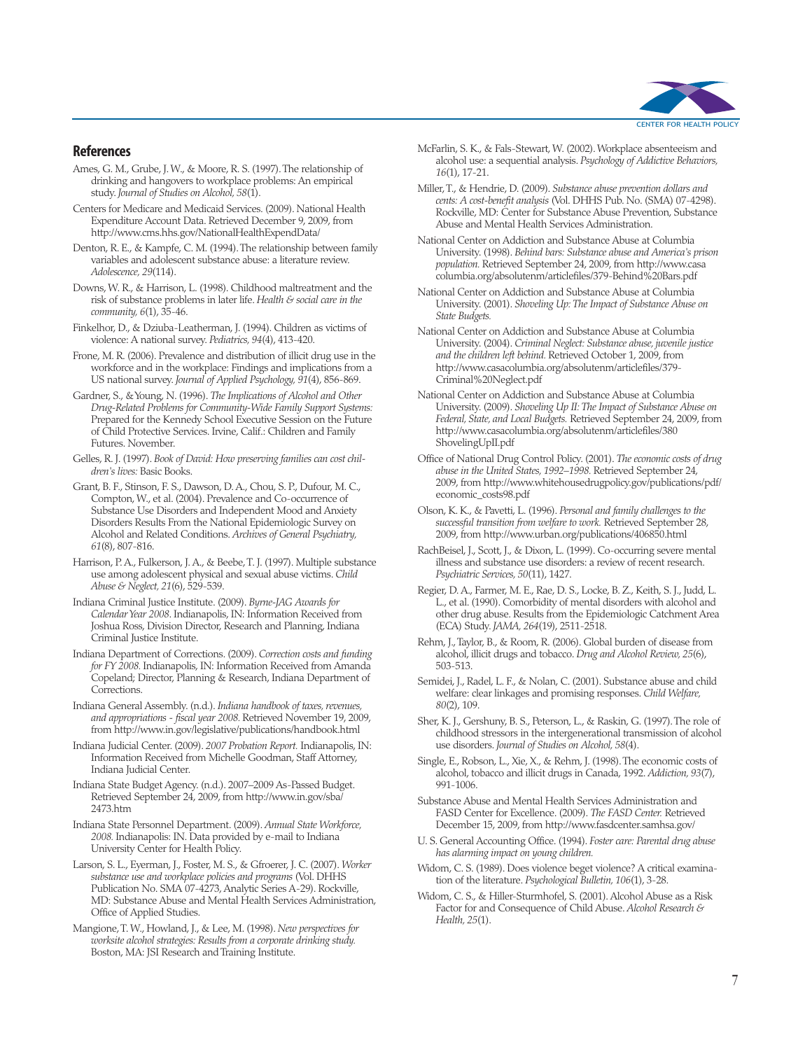## References

Ames, G. M., Grube, J. W., & Moore, R. S. (1997). The relationship of drinking and hangovers to workplace problems: An empirical study. *Journal of Studies on Alcohol, 58*(1).

Centers for Medicare and Medicaid Services. (2009). National Health Expenditure Account Data. Retrieved December 9, 2009, from http://www.cms.hhs.gov/NationalHealthExpendData/

Denton, R. E., & Kampfe, C. M. (1994). The relationship between family variables and adolescent substance abuse: a literature review. *Adolescence, 29*(114).

Downs, W. R., & Harrison, L. (1998). Childhood maltreatment and the risk of substance problems in later life. *Health & social care in the community, 6*(1), 35-46.

Finkelhor, D., & Dziuba-Leatherman, J. (1994). Children as victims of violence: A national survey. *Pediatrics, 94*(4), 413-420.

Frone, M. R. (2006). Prevalence and distribution of illicit drug use in the workforce and in the workplace: Findings and implications from a US national survey. *Journal of Applied Psychology, 91*(4), 856-869.

Gardner, S., & Young, N. (1996). *The Implications of Alcohol and Other Drug-Related Problems for Community-Wide Family Support Systems:* Prepared for the Kennedy School Executive Session on the Future of Child Protective Services. Irvine, Calif.: Children and Family Futures. November.

Gelles, R. J. (1997). *Book of David: How preserving families can cost children's lives:* Basic Books.

Grant, B. F., Stinson, F. S., Dawson, D. A., Chou, S. P., Dufour, M. C., Compton, W., et al. (2004). Prevalence and Co-occurrence of Substance Use Disorders and Independent Mood and Anxiety Disorders Results From the National Epidemiologic Survey on Alcohol and Related Conditions. *Archives of General Psychiatry, 61*(8), 807-816.

Harrison, P. A., Fulkerson, J. A., & Beebe, T. J. (1997). Multiple substance use among adolescent physical and sexual abuse victims. *Child Abuse & Neglect, 21*(6), 529-539.

Indiana Criminal Justice Institute. (2009). *Byrne-JAG Awards for Calendar Year 2008.* Indianapolis, IN: Information Received from Joshua Ross, Division Director, Research and Planning, Indiana Criminal Justice Institute.

Indiana Department of Corrections. (2009). *Correction costs and funding for FY 2008.* Indianapolis, IN: Information Received from Amanda Copeland; Director, Planning & Research, Indiana Department of Corrections.

Indiana General Assembly. (n.d.). *Indiana handbook of taxes, revenues, and appropriations - fiscal year 2008.* Retrieved November 19, 2009, from http://www.in.gov/legislative/publications/handbook.html

Indiana Judicial Center. (2009). *2007 Probation Report.* Indianapolis, IN: Information Received from Michelle Goodman, Staff Attorney, Indiana Judicial Center.

Indiana State Budget Agency. (n.d.). 2007–2009 As-Passed Budget. Retrieved September 24, 2009, from http://www.in.gov/sba/2473.htm

Indiana State Personnel Department. (2009). *Annual State Workforce, 2008.* Indianapolis: IN. Data provided by e-mail to Indiana University Center for Health Policy.

Larson, S. L., Eyerman, J., Foster, M. S., & Gfroerer, J. C. (2007). *Worker substance use and workplace policies and programs* (Vol. DHHS Publication No. SMA 07-4273, Analytic Series A-29). Rockville, MD: Substance Abuse and Mental Health Services Administration, Office of Applied Studies.

Mangione, T. W., Howland, J., & Lee, M. (1998). *New perspectives for worksite alcohol strategies: Results from a corporate drinking study.* Boston, MA: JSI Research and Training Institute.

McFarlin, S. K., & Fals-Stewart, W. (2002). Workplace absenteeism and alcohol use: a sequential analysis. *Psychology of Addictive Behaviors, 16*(1), 17-21.

Miller, T., & Hendrie, D. (2009). *Substance abuse prevention dollars and cents: A cost-benefit analysis* (Vol. DHHS Pub. No. (SMA) 07-4298). Rockville, MD: Center for Substance Abuse Prevention, Substance Abuse and Mental Health Services Administration.

National Center on Addiction and Substance Abuse at Columbia University. (1998). *Behind bars: Substance abuse and America's prison population.* Retrieved September 24, 2009, from http://www.casacolumbia.org/absolutenm/articlefiles/379-Behind%20Bars.pdf

National Center on Addiction and Substance Abuse at Columbia University. (2001). *Shoveling Up: The Impact of Substance Abuse on State Budgets.*

National Center on Addiction and Substance Abuse at Columbia University. (2004). *Criminal Neglect: Substance abuse, juvenile justice and the children left behind.* Retrieved October 1, 2009, from http://www.casacolumbia.org/absolutenm/articlefiles/379-Criminal%20Neglect.pdf

National Center on Addiction and Substance Abuse at Columbia University. (2009). *Shoveling Up II: The Impact of Substance Abuse on Federal, State, and Local Budgets.* Retrieved September 24, 2009, from http://www.casacolumbia.org/absolutenm/articlefiles/380 ShovelingUpII.pdf

Office of National Drug Control Policy. (2001). *The economic costs of drug abuse in the United States, 1992–1998.* Retrieved September 24, 2009, from http://www.whitehousedrugpolicy.gov/publications/pdf/economic_costs98.pdf

Olson, K. K., & Pavetti, L. (1996). *Personal and family challenges to the successful transition from welfare to work.* Retrieved September 28, 2009, from http://www.urban.org/publications/406850.html

RachBeisel, J., Scott, J., & Dixon, L. (1999). Co-occurring severe mental illness and substance use disorders: a review of recent research. *Psychiatric Services, 50*(11), 1427.

Regier, D. A., Farmer, M. E., Rae, D. S., Locke, B. Z., Keith, S. J., Judd, L. L., et al. (1990). Comorbidity of mental disorders with alcohol and other drug abuse. Results from the Epidemiologic Catchment Area (ECA) Study. *JAMA, 264*(19), 2511-2518.

Rehm, J., Taylor, B., & Room, R. (2006). Global burden of disease from alcohol, illicit drugs and tobacco. *Drug and Alcohol Review, 25*(6), 503-513.

Semidei, J., Radel, L. F., & Nolan, C. (2001). Substance abuse and child welfare: clear linkages and promising responses. *Child Welfare, 80*(2), 109.

Sher, K. J., Gershuny, B. S., Peterson, L., & Raskin, G. (1997). The role of childhood stressors in the intergenerational transmission of alcohol use disorders. *Journal of Studies on Alcohol, 58*(4).

Single, E., Robson, L., Xie, X., & Rehm, J. (1998). The economic costs of alcohol, tobacco and illicit drugs in Canada, 1992. *Addiction, 93*(7), 991-1006.

Substance Abuse and Mental Health Services Administration and FASD Center for Excellence. (2009). *The FASD Center.* Retrieved December 15, 2009, from http://www.fasdcenter.samhsa.gov/

U. S. General Accounting Office. (1994). *Foster care: Parental drug abuse has alarming impact on young children.*

Widom, C. S. (1989). Does violence beget violence? A critical examination of the literature. *Psychological Bulletin, 106*(1), 3-28.

Widom, C. S., & Hiller-Sturmhofel, S. (2001). Alcohol Abuse as a Risk Factor for and Consequence of Child Abuse. *Alcohol Research & Health, 25*(1).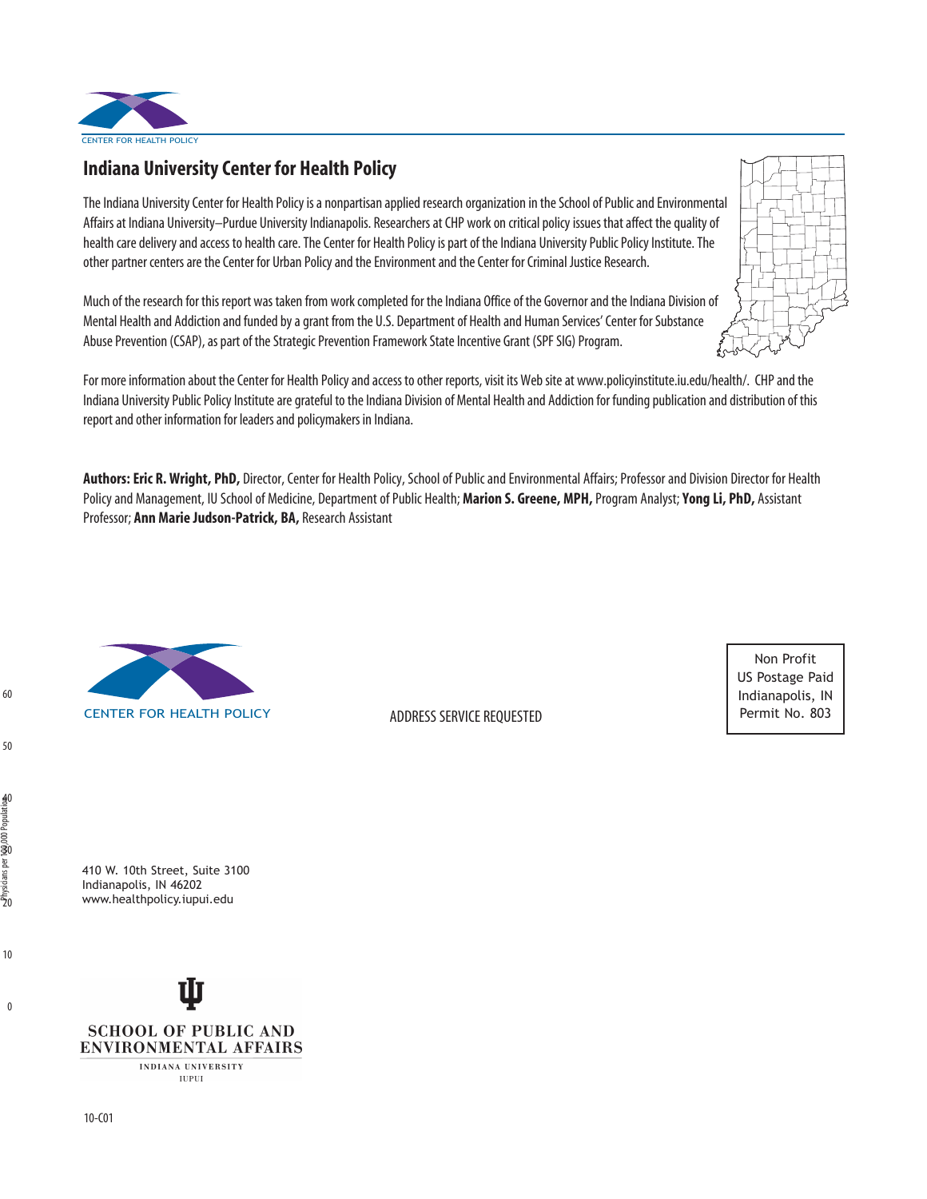CENTER FOR HEALTH POLICY

## Indiana University Center for Health Policy

The Indiana University Center for Health Policy is a nonpartisan applied research organization in the School of Public and Environmental Affairs at Indiana University–Purdue University Indianapolis. Researchers at CHP work on critical policy issues that affect the quality of health care delivery and access to health care. The Center for Health Policy is part of the Indiana University Public Policy Institute. The other partner centers are the Center for Urban Policy and the Environment and the Center for Criminal Justice Research.

Much of the research for this report was taken from work completed for the Indiana Office of the Governor and the Indiana Division of Mental Health and Addiction and funded by a grant from the U.S. Department of Health and Human Services' Center for Substance Abuse Prevention (CSAP), as part of the Strategic Prevention Framework State Incentive Grant (SPF SIG) Program.

For more information about the Center for Health Policy and access to other reports, visit its Web site at www.policyinstitute.iu.edu/health/. CHP and the Indiana University Public Policy Institute are grateful to the Indiana Division of Mental Health and Addiction for funding publication and distribution of this report and other information for leaders and policymakers in Indiana.

**Authors: Eric R. Wright, PhD,** Director, Center for Health Policy, School of Public and Environmental Affairs; Professor and Division Director for Health Policy and Management, IU School of Medicine, Department of Public Health; **Marion S. Greene, MPH,** Program Analyst; **Yong Li, PhD,** Assistant Professor; **Ann Marie Judson-Patrick, BA,** Research Assistant

CENTER FOR HEALTH POLICY

ADDRESS SERVICE REQUESTED

Non Profit
US Postage Paid
Indianapolis, IN
Permit No. 803

410 W. 10th Street, Suite 3100
Indianapolis, IN 46202
www.healthpolicy.iupui.edu

SCHOOL OF PUBLIC AND ENVIRONMENTAL AFFAIRS
INDIANA UNIVERSITY
IUPUI

10-C01